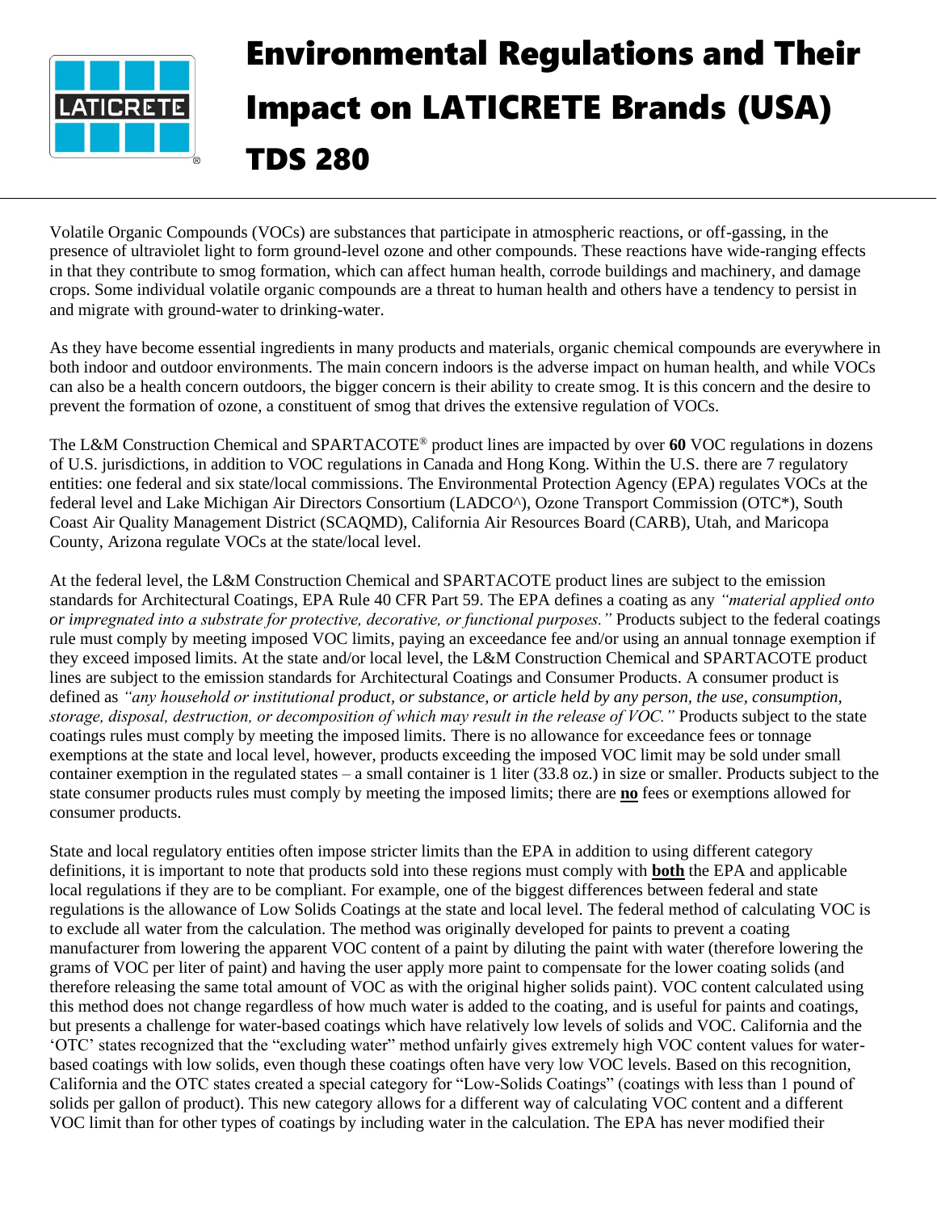# Environmental Regulations and Their Impact on LATICRETE Brands (USA) TDS 280

Volatile Organic Compounds (VOCs) are substances that participate in atmospheric reactions, or off-gassing, in the presence of ultraviolet light to form ground-level ozone and other compounds. These reactions have wide-ranging effects in that they contribute to smog formation, which can affect human health, corrode buildings and machinery, and damage crops. Some individual volatile organic compounds are a threat to human health and others have a tendency to persist in and migrate with ground-water to drinking-water.

As they have become essential ingredients in many products and materials, organic chemical compounds are everywhere in both indoor and outdoor environments. The main concern indoors is the adverse impact on human health, and while VOCs can also be a health concern outdoors, the bigger concern is their ability to create smog. It is this concern and the desire to prevent the formation of ozone, a constituent of smog that drives the extensive regulation of VOCs.

The L&M Construction Chemical and SPARTACOTE® product lines are impacted by over **60** VOC regulations in dozens of U.S. jurisdictions, in addition to VOC regulations in Canada and Hong Kong. Within the U.S. there are 7 regulatory entities: one federal and six state/local commissions. The Environmental Protection Agency (EPA) regulates VOCs at the federal level and Lake Michigan Air Directors Consortium (LADCO^), Ozone Transport Commission (OTC*), South Coast Air Quality Management District (SCAQMD), California Air Resources Board (CARB), Utah, and Maricopa County, Arizona regulate VOCs at the state/local level.

At the federal level, the L&M Construction Chemical and SPARTACOTE product lines are subject to the emission standards for Architectural Coatings, EPA Rule 40 CFR Part 59. The EPA defines a coating as any *"material applied onto or impregnated into a substrate for protective, decorative, or functional purposes."* Products subject to the federal coatings rule must comply by meeting imposed VOC limits, paying an exceedance fee and/or using an annual tonnage exemption if they exceed imposed limits. At the state and/or local level, the L&M Construction Chemical and SPARTACOTE product lines are subject to the emission standards for Architectural Coatings and Consumer Products. A consumer product is defined as *"any household or institutional product, or substance, or article held by any person, the use, consumption, storage, disposal, destruction, or decomposition of which may result in the release of VOC."* Products subject to the state coatings rules must comply by meeting the imposed limits. There is no allowance for exceedance fees or tonnage exemptions at the state and local level, however, products exceeding the imposed VOC limit may be sold under small container exemption in the regulated states – a small container is 1 liter (33.8 oz.) in size or smaller. Products subject to the state consumer products rules must comply by meeting the imposed limits; there are **no** fees or exemptions allowed for consumer products.

State and local regulatory entities often impose stricter limits than the EPA in addition to using different category definitions, it is important to note that products sold into these regions must comply with **both** the EPA and applicable local regulations if they are to be compliant. For example, one of the biggest differences between federal and state regulations is the allowance of Low Solids Coatings at the state and local level. The federal method of calculating VOC is to exclude all water from the calculation. The method was originally developed for paints to prevent a coating manufacturer from lowering the apparent VOC content of a paint by diluting the paint with water (therefore lowering the grams of VOC per liter of paint) and having the user apply more paint to compensate for the lower coating solids (and therefore releasing the same total amount of VOC as with the original higher solids paint). VOC content calculated using this method does not change regardless of how much water is added to the coating, and is useful for paints and coatings, but presents a challenge for water-based coatings which have relatively low levels of solids and VOC. California and the 'OTC' states recognized that the "excluding water" method unfairly gives extremely high VOC content values for water-based coatings with low solids, even though these coatings often have very low VOC levels. Based on this recognition, California and the OTC states created a special category for "Low-Solids Coatings" (coatings with less than 1 pound of solids per gallon of product). This new category allows for a different way of calculating VOC content and a different VOC limit than for other types of coatings by including water in the calculation. The EPA has never modified their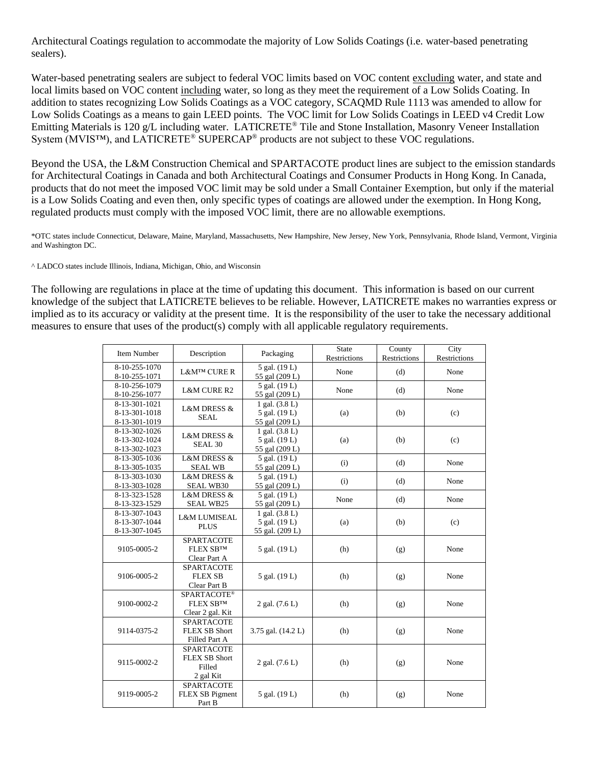Architectural Coatings regulation to accommodate the majority of Low Solids Coatings (i.e. water-based penetrating sealers).

Water-based penetrating sealers are subject to federal VOC limits based on VOC content excluding water, and state and local limits based on VOC content including water, so long as they meet the requirement of a Low Solids Coating. In addition to states recognizing Low Solids Coatings as a VOC category, SCAQMD Rule 1113 was amended to allow for Low Solids Coatings as a means to gain LEED points. The VOC limit for Low Solids Coatings in LEED v4 Credit Low Emitting Materials is 120 g/L including water. LATICRETE® Tile and Stone Installation, Masonry Veneer Installation System (MVIS™), and LATICRETE® SUPERCAP® products are not subject to these VOC regulations.

Beyond the USA, the L&M Construction Chemical and SPARTACOTE product lines are subject to the emission standards for Architectural Coatings in Canada and both Architectural Coatings and Consumer Products in Hong Kong. In Canada, products that do not meet the imposed VOC limit may be sold under a Small Container Exemption, but only if the material is a Low Solids Coating and even then, only specific types of coatings are allowed under the exemption. In Hong Kong, regulated products must comply with the imposed VOC limit, there are no allowable exemptions.

*OTC states include Connecticut, Delaware, Maine, Maryland, Massachusetts, New Hampshire, New Jersey, New York, Pennsylvania, Rhode Island, Vermont, Virginia and Washington DC.

^ LADCO states include Illinois, Indiana, Michigan, Ohio, and Wisconsin

The following are regulations in place at the time of updating this document. This information is based on our current knowledge of the subject that LATICRETE believes to be reliable. However, LATICRETE makes no warranties express or implied as to its accuracy or validity at the present time. It is the responsibility of the user to take the necessary additional measures to ensure that uses of the product(s) comply with all applicable regulatory requirements.

| Item Number | Description | Packaging | State Restrictions | County Restrictions | City Restrictions |
|---|---|---|---|---|---|
| 8-10-255-1070<br>8-10-255-1071 | L&M™ CURE R | 5 gal. (19 L)<br>55 gal (209 L) | None | (d) | None |
| 8-10-256-1079<br>8-10-256-1077 | L&M CURE R2 | 5 gal. (19 L)<br>55 gal (209 L) | None | (d) | None |
| 8-13-301-1021<br>8-13-301-1018<br>8-13-301-1019 | L&M DRESS & SEAL | 1 gal. (3.8 L)<br>5 gal. (19 L)<br>55 gal (209 L) | (a) | (b) | (c) |
| 8-13-302-1026<br>8-13-302-1024<br>8-13-302-1023 | L&M DRESS & SEAL 30 | 1 gal. (3.8 L)<br>5 gal. (19 L)<br>55 gal (209 L) | (a) | (b) | (c) |
| 8-13-305-1036<br>8-13-305-1035 | L&M DRESS & SEAL WB | 5 gal. (19 L)<br>55 gal (209 L) | (i) | (d) | None |
| 8-13-303-1030<br>8-13-303-1028 | L&M DRESS & SEAL WB30 | 5 gal. (19 L)<br>55 gal (209 L) | (i) | (d) | None |
| 8-13-323-1528<br>8-13-323-1529 | L&M DRESS & SEAL WB25 | 5 gal. (19 L)<br>55 gal (209 L) | None | (d) | None |
| 8-13-307-1043<br>8-13-307-1044<br>8-13-307-1045 | L&M LUMISEAL PLUS | 1 gal. (3.8 L)<br>5 gal. (19 L)<br>55 gal. (209 L) | (a) | (b) | (c) |
| 9105-0005-2 | SPARTACOTE FLEX SB™ Clear Part A | 5 gal. (19 L) | (h) | (g) | None |
| 9106-0005-2 | SPARTACOTE FLEX SB Clear Part B | 5 gal. (19 L) | (h) | (g) | None |
| 9100-0002-2 | SPARTACOTE® FLEX SB™ Clear 2 gal. Kit | 2 gal. (7.6 L) | (h) | (g) | None |
| 9114-0375-2 | SPARTACOTE FLEX SB Short Filled Part A | 3.75 gal. (14.2 L) | (h) | (g) | None |
| 9115-0002-2 | SPARTACOTE FLEX SB Short Filled 2 gal Kit | 2 gal. (7.6 L) | (h) | (g) | None |
| 9119-0005-2 | SPARTACOTE FLEX SB Pigment Part B | 5 gal. (19 L) | (h) | (g) | None |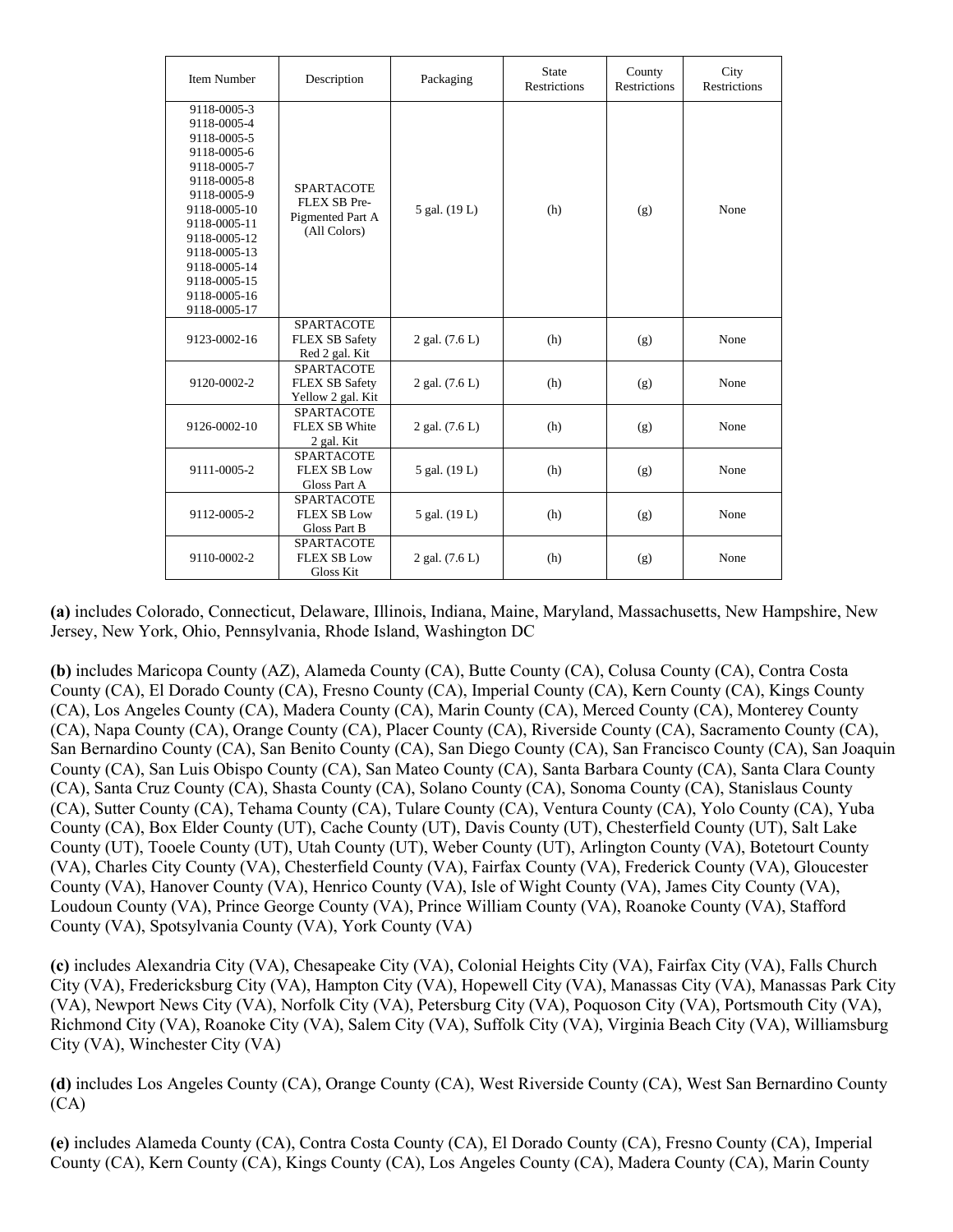| Item Number | Description | Packaging | State Restrictions | County Restrictions | City Restrictions |
|---|---|---|---|---|---|
| 9118-0005-3<br>9118-0005-4<br>9118-0005-5<br>9118-0005-6<br>9118-0005-7<br>9118-0005-8<br>9118-0005-9<br>9118-0005-10<br>9118-0005-11<br>9118-0005-12<br>9118-0005-13<br>9118-0005-14<br>9118-0005-15<br>9118-0005-16<br>9118-0005-17 | SPARTACOTE FLEX SB Pre-Pigmented Part A (All Colors) | 5 gal. (19 L) | (h) | (g) | None |
| 9123-0002-16 | SPARTACOTE FLEX SB Safety Red 2 gal. Kit | 2 gal. (7.6 L) | (h) | (g) | None |
| 9120-0002-2 | SPARTACOTE FLEX SB Safety Yellow 2 gal. Kit | 2 gal. (7.6 L) | (h) | (g) | None |
| 9126-0002-10 | SPARTACOTE FLEX SB White 2 gal. Kit | 2 gal. (7.6 L) | (h) | (g) | None |
| 9111-0005-2 | SPARTACOTE FLEX SB Low Gloss Part A | 5 gal. (19 L) | (h) | (g) | None |
| 9112-0005-2 | SPARTACOTE FLEX SB Low Gloss Part B | 5 gal. (19 L) | (h) | (g) | None |
| 9110-0002-2 | SPARTACOTE FLEX SB Low Gloss Kit | 2 gal. (7.6 L) | (h) | (g) | None |

**(a)** includes Colorado, Connecticut, Delaware, Illinois, Indiana, Maine, Maryland, Massachusetts, New Hampshire, New Jersey, New York, Ohio, Pennsylvania, Rhode Island, Washington DC

**(b)** includes Maricopa County (AZ), Alameda County (CA), Butte County (CA), Colusa County (CA), Contra Costa County (CA), El Dorado County (CA), Fresno County (CA), Imperial County (CA), Kern County (CA), Kings County (CA), Los Angeles County (CA), Madera County (CA), Marin County (CA), Merced County (CA), Monterey County (CA), Napa County (CA), Orange County (CA), Placer County (CA), Riverside County (CA), Sacramento County (CA), San Bernardino County (CA), San Benito County (CA), San Diego County (CA), San Francisco County (CA), San Joaquin County (CA), San Luis Obispo County (CA), San Mateo County (CA), Santa Barbara County (CA), Santa Clara County (CA), Santa Cruz County (CA), Shasta County (CA), Solano County (CA), Sonoma County (CA), Stanislaus County (CA), Sutter County (CA), Tehama County (CA), Tulare County (CA), Ventura County (CA), Yolo County (CA), Yuba County (CA), Box Elder County (UT), Cache County (UT), Davis County (UT), Chesterfield County (UT), Salt Lake County (UT), Tooele County (UT), Utah County (UT), Weber County (UT), Arlington County (VA), Botetourt County (VA), Charles City County (VA), Chesterfield County (VA), Fairfax County (VA), Frederick County (VA), Gloucester County (VA), Hanover County (VA), Henrico County (VA), Isle of Wight County (VA), James City County (VA), Loudoun County (VA), Prince George County (VA), Prince William County (VA), Roanoke County (VA), Stafford County (VA), Spotsylvania County (VA), York County (VA)

**(c)** includes Alexandria City (VA), Chesapeake City (VA), Colonial Heights City (VA), Fairfax City (VA), Falls Church City (VA), Fredericksburg City (VA), Hampton City (VA), Hopewell City (VA), Manassas City (VA), Manassas Park City (VA), Newport News City (VA), Norfolk City (VA), Petersburg City (VA), Poquoson City (VA), Portsmouth City (VA), Richmond City (VA), Roanoke City (VA), Salem City (VA), Suffolk City (VA), Virginia Beach City (VA), Williamsburg City (VA), Winchester City (VA)

**(d)** includes Los Angeles County (CA), Orange County (CA), West Riverside County (CA), West San Bernardino County (CA)

**(e)** includes Alameda County (CA), Contra Costa County (CA), El Dorado County (CA), Fresno County (CA), Imperial County (CA), Kern County (CA), Kings County (CA), Los Angeles County (CA), Madera County (CA), Marin County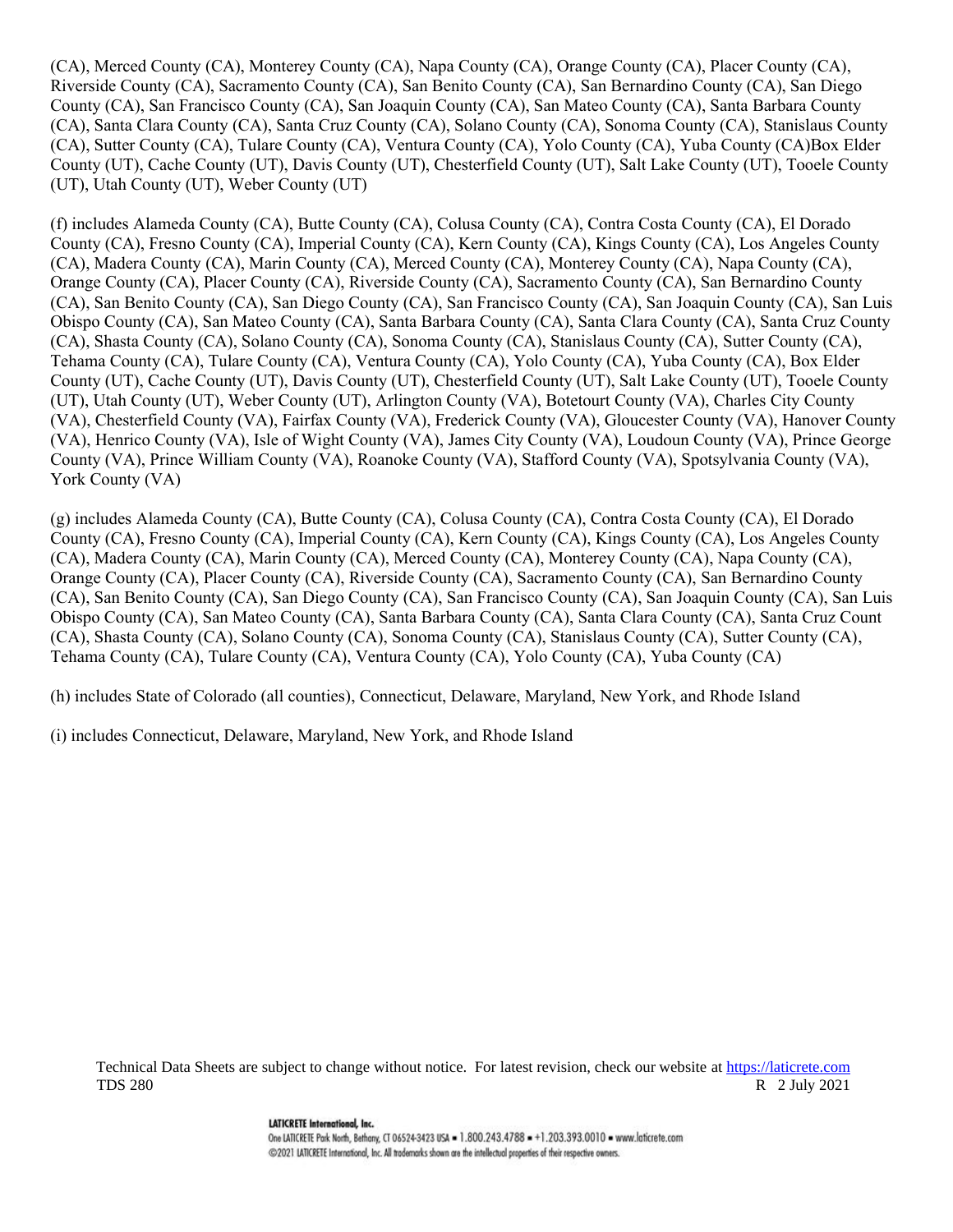(CA), Merced County (CA), Monterey County (CA), Napa County (CA), Orange County (CA), Placer County (CA), Riverside County (CA), Sacramento County (CA), San Benito County (CA), San Bernardino County (CA), San Diego County (CA), San Francisco County (CA), San Joaquin County (CA), San Mateo County (CA), Santa Barbara County (CA), Santa Clara County (CA), Santa Cruz County (CA), Solano County (CA), Sonoma County (CA), Stanislaus County (CA), Sutter County (CA), Tulare County (CA), Ventura County (CA), Yolo County (CA), Yuba County (CA)Box Elder County (UT), Cache County (UT), Davis County (UT), Chesterfield County (UT), Salt Lake County (UT), Tooele County (UT), Utah County (UT), Weber County (UT)

(f) includes Alameda County (CA), Butte County (CA), Colusa County (CA), Contra Costa County (CA), El Dorado County (CA), Fresno County (CA), Imperial County (CA), Kern County (CA), Kings County (CA), Los Angeles County (CA), Madera County (CA), Marin County (CA), Merced County (CA), Monterey County (CA), Napa County (CA), Orange County (CA), Placer County (CA), Riverside County (CA), Sacramento County (CA), San Bernardino County (CA), San Benito County (CA), San Diego County (CA), San Francisco County (CA), San Joaquin County (CA), San Luis Obispo County (CA), San Mateo County (CA), Santa Barbara County (CA), Santa Clara County (CA), Santa Cruz County (CA), Shasta County (CA), Solano County (CA), Sonoma County (CA), Stanislaus County (CA), Sutter County (CA), Tehama County (CA), Tulare County (CA), Ventura County (CA), Yolo County (CA), Yuba County (CA), Box Elder County (UT), Cache County (UT), Davis County (UT), Chesterfield County (UT), Salt Lake County (UT), Tooele County (UT), Utah County (UT), Weber County (UT), Arlington County (VA), Botetourt County (VA), Charles City County (VA), Chesterfield County (VA), Fairfax County (VA), Frederick County (VA), Gloucester County (VA), Hanover County (VA), Henrico County (VA), Isle of Wight County (VA), James City County (VA), Loudoun County (VA), Prince George County (VA), Prince William County (VA), Roanoke County (VA), Stafford County (VA), Spotsylvania County (VA), York County (VA)

(g) includes Alameda County (CA), Butte County (CA), Colusa County (CA), Contra Costa County (CA), El Dorado County (CA), Fresno County (CA), Imperial County (CA), Kern County (CA), Kings County (CA), Los Angeles County (CA), Madera County (CA), Marin County (CA), Merced County (CA), Monterey County (CA), Napa County (CA), Orange County (CA), Placer County (CA), Riverside County (CA), Sacramento County (CA), San Bernardino County (CA), San Benito County (CA), San Diego County (CA), San Francisco County (CA), San Joaquin County (CA), San Luis Obispo County (CA), San Mateo County (CA), Santa Barbara County (CA), Santa Clara County (CA), Santa Cruz Count (CA), Shasta County (CA), Solano County (CA), Sonoma County (CA), Stanislaus County (CA), Sutter County (CA), Tehama County (CA), Tulare County (CA), Ventura County (CA), Yolo County (CA), Yuba County (CA)

(h) includes State of Colorado (all counties), Connecticut, Delaware, Maryland, New York, and Rhode Island

(i) includes Connecticut, Delaware, Maryland, New York, and Rhode Island

Technical Data Sheets are subject to change without notice. For latest revision, check our website at [https://laticrete.com](https://laticrete.com)

TDS 280 R 2 July 2021

**LATICRETE International, Inc.**
One LATICRETE Park North, Bethany, CT 06524-3423 USA ▪ 1.800.243.4788 ▪ +1.203.393.0010 ▪ www.laticrete.com
©2021 LATICRETE International, Inc. All trademarks shown are the intellectual properties of their respective owners.